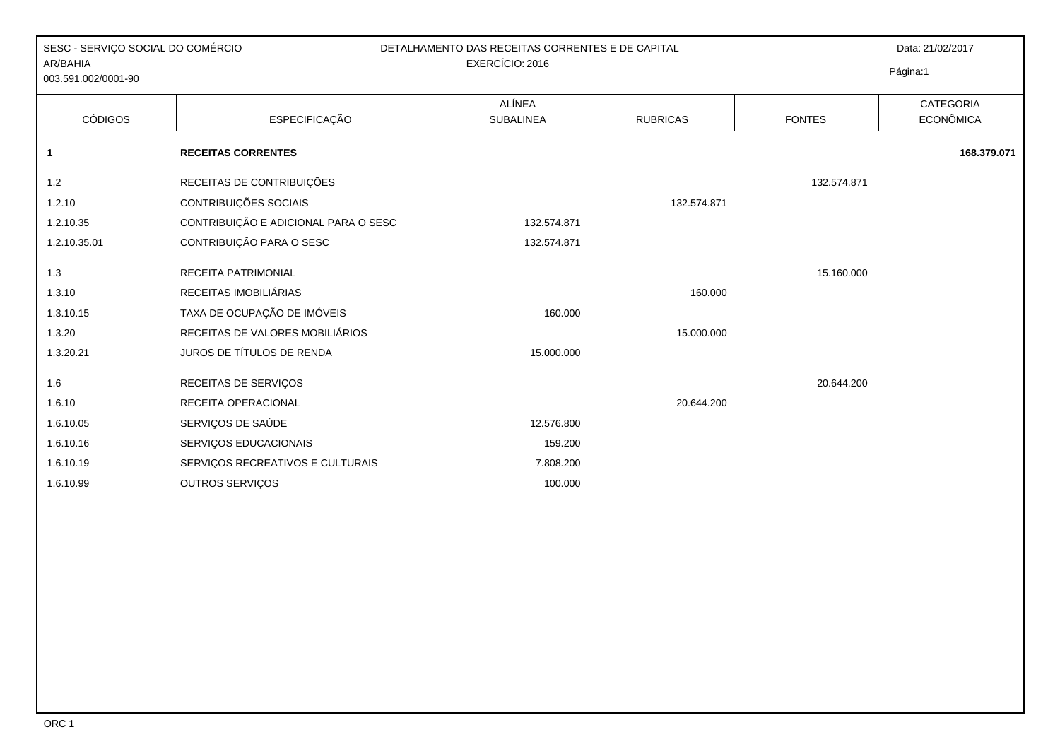SESC - SERVIÇO SOCIAL DO COMÉRCIO
AR/BAHIA
003.591.002/0001-90

DETALHAMENTO DAS RECEITAS CORRENTES E DE CAPITAL
EXERCÍCIO: 2016

Data: 21/02/2017

| CÓDIGOS | ESPECIFICAÇÃO | ALÍNEA SUBALINEA | RUBRICAS | FONTES | CATEGORIA ECONÔMICA |
|---|---|---|---|---|---|
| **1** | **RECEITAS CORRENTES** | | | | **168.379.071** |
| 1.2 | RECEITAS DE CONTRIBUIÇÕES | | | 132.574.871 | |
| 1.2.10 | CONTRIBUIÇÕES SOCIAIS | | 132.574.871 | | |
| 1.2.10.35 | CONTRIBUIÇÃO E ADICIONAL PARA O SESC | 132.574.871 | | | |
| 1.2.10.35.01 | CONTRIBUIÇÃO PARA O SESC | 132.574.871 | | | |
| 1.3 | RECEITA PATRIMONIAL | | | 15.160.000 | |
| 1.3.10 | RECEITAS IMOBILIÁRIAS | | 160.000 | | |
| 1.3.10.15 | TAXA DE OCUPAÇÃO DE IMÓVEIS | 160.000 | | | |
| 1.3.20 | RECEITAS DE VALORES MOBILIÁRIOS | | 15.000.000 | | |
| 1.3.20.21 | JUROS DE TÍTULOS DE RENDA | 15.000.000 | | | |
| 1.6 | RECEITAS DE SERVIÇOS | | | 20.644.200 | |
| 1.6.10 | RECEITA OPERACIONAL | | 20.644.200 | | |
| 1.6.10.05 | SERVIÇOS DE SAÚDE | 12.576.800 | | | |
| 1.6.10.16 | SERVIÇOS EDUCACIONAIS | 159.200 | | | |
| 1.6.10.19 | SERVIÇOS RECREATIVOS E CULTURAIS | 7.808.200 | | | |
| 1.6.10.99 | OUTROS SERVIÇOS | 100.000 | | | |

ORC 1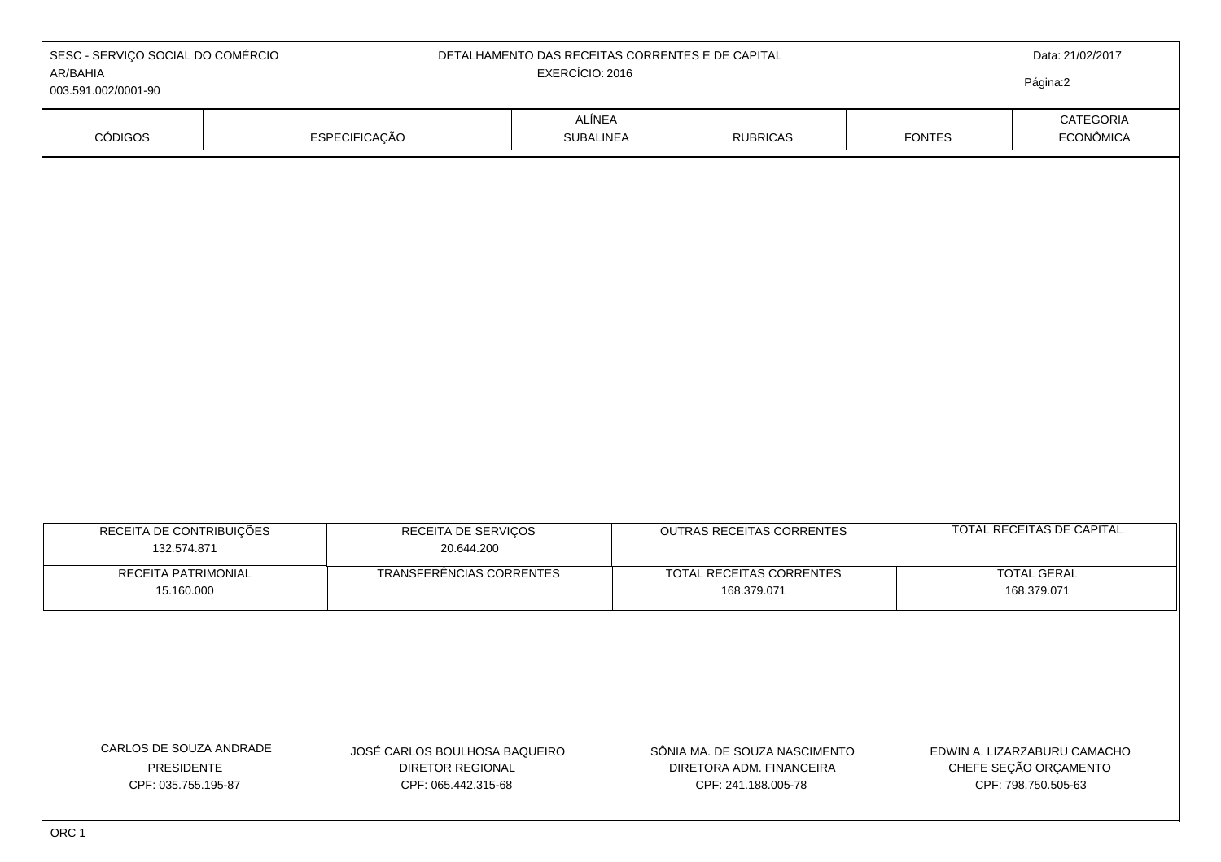SESC - SERVIÇO SOCIAL DO COMÉRCIO
AR/BAHIA
003.591.002/0001-90

DETALHAMENTO DAS RECEITAS CORRENTES E DE CAPITAL
EXERCÍCIO: 2016

Data: 21/02/2017

| CÓDIGOS | ESPECIFICAÇÃO | ALÍNEA SUBALINEA | RUBRICAS | FONTES | CATEGORIA ECONÔMICA |
|---|---|---|---|---|---|

| | | | |
|---|---|---|---|
| RECEITA DE CONTRIBUIÇÕES<br>132.574.871 | RECEITA DE SERVIÇOS<br>20.644.200 | OUTRAS RECEITAS CORRENTES | TOTAL RECEITAS DE CAPITAL |
| RECEITA PATRIMONIAL<br>15.160.000 | TRANSFERÊNCIAS CORRENTES | TOTAL RECEITAS CORRENTES<br>168.379.071 | TOTAL GERAL<br>168.379.071 |

| | | | |
|---|---|---|---|
| CARLOS DE SOUZA ANDRADE<br>PRESIDENTE<br>CPF: 035.755.195-87 | JOSÉ CARLOS BOULHOSA BAQUEIRO<br>DIRETOR REGIONAL<br>CPF: 065.442.315-68 | SÔNIA MA. DE SOUZA NASCIMENTO<br>DIRETORA ADM. FINANCEIRA<br>CPF: 241.188.005-78 | EDWIN A. LIZARZABURU CAMACHO<br>CHEFE SEÇÃO ORÇAMENTO<br>CPF: 798.750.505-63 |

ORC 1